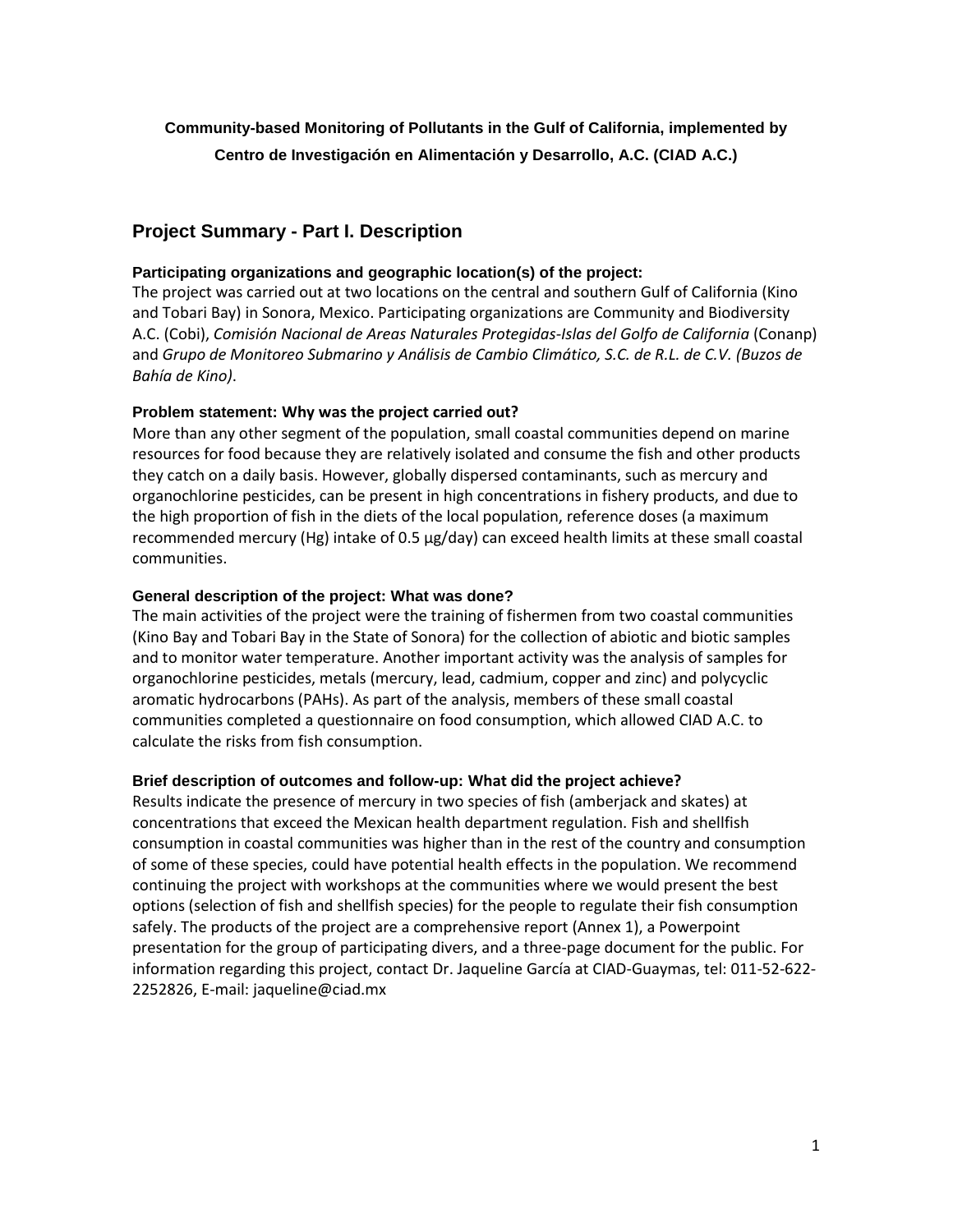**Community-based Monitoring of Pollutants in the Gulf of California, implemented by Centro de Investigación en Alimentación y Desarrollo, A.C. (CIAD A.C.)**

## Project Summary - Part I. Description

### Participating organizations and geographic location(s) of the project:

The project was carried out at two locations on the central and southern Gulf of California (Kino and Tobari Bay) in Sonora, Mexico. Participating organizations are Community and Biodiversity A.C. (Cobi), *Comisión Nacional de Areas Naturales Protegidas-Islas del Golfo de California* (Conanp) and *Grupo de Monitoreo Submarino y Análisis de Cambio Climático, S.C. de R.L. de C.V. (Buzos de Bahía de Kino)*.

### Problem statement: Why was the project carried out?

More than any other segment of the population, small coastal communities depend on marine resources for food because they are relatively isolated and consume the fish and other products they catch on a daily basis. However, globally dispersed contaminants, such as mercury and organochlorine pesticides, can be present in high concentrations in fishery products, and due to the high proportion of fish in the diets of the local population, reference doses (a maximum recommended mercury (Hg) intake of 0.5 µg/day) can exceed health limits at these small coastal communities.

### General description of the project: What was done?

The main activities of the project were the training of fishermen from two coastal communities (Kino Bay and Tobari Bay in the State of Sonora) for the collection of abiotic and biotic samples and to monitor water temperature. Another important activity was the analysis of samples for organochlorine pesticides, metals (mercury, lead, cadmium, copper and zinc) and polycyclic aromatic hydrocarbons (PAHs). As part of the analysis, members of these small coastal communities completed a questionnaire on food consumption, which allowed CIAD A.C. to calculate the risks from fish consumption.

### Brief description of outcomes and follow-up: What did the project achieve?

Results indicate the presence of mercury in two species of fish (amberjack and skates) at concentrations that exceed the Mexican health department regulation. Fish and shellfish consumption in coastal communities was higher than in the rest of the country and consumption of some of these species, could have potential health effects in the population. We recommend continuing the project with workshops at the communities where we would present the best options (selection of fish and shellfish species) for the people to regulate their fish consumption safely. The products of the project are a comprehensive report (Annex 1), a Powerpoint presentation for the group of participating divers, and a three-page document for the public. For information regarding this project, contact Dr. Jaqueline García at CIAD-Guaymas, tel: 011-52-622-2252826, E-mail: jaqueline@ciad.mx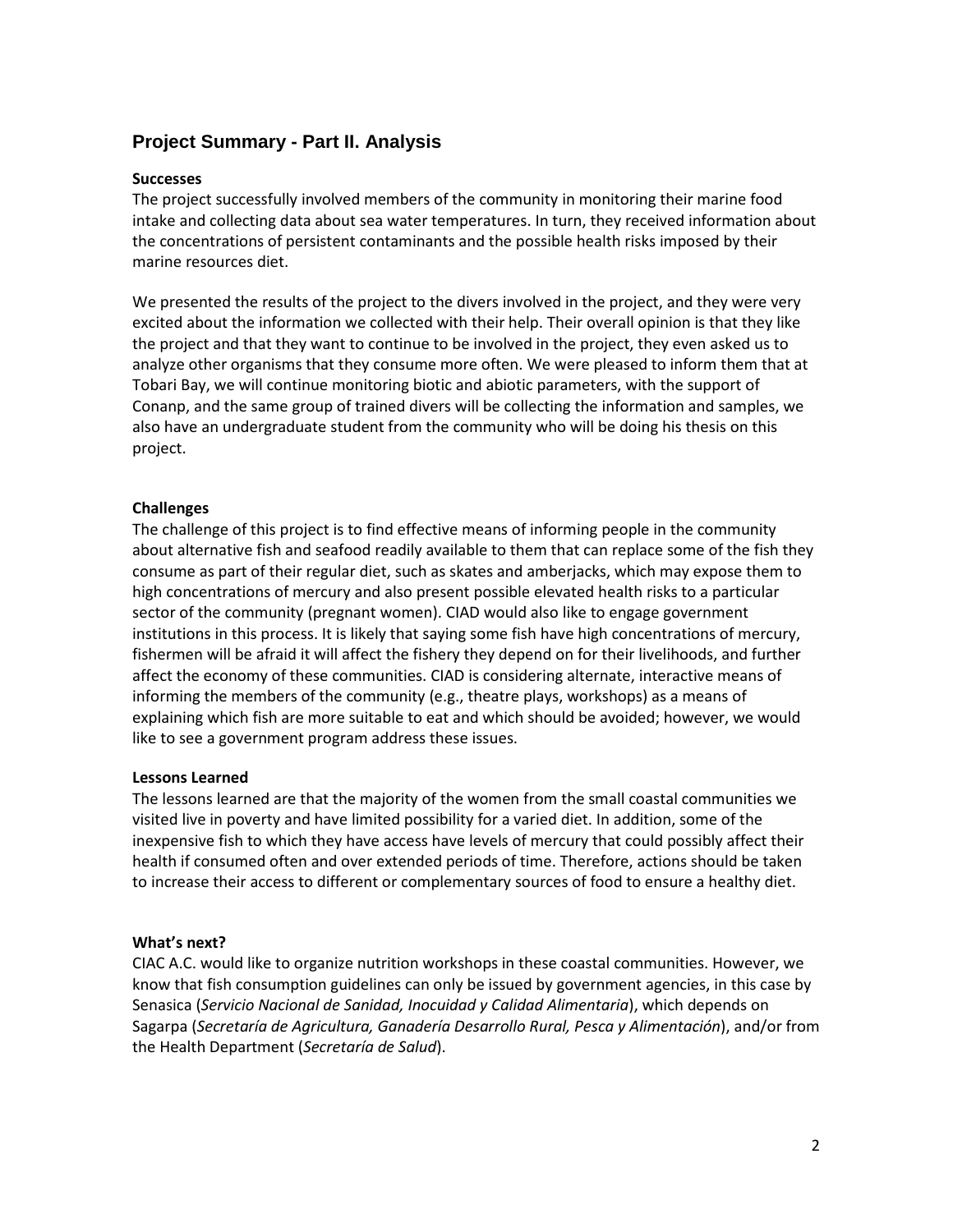## Project Summary - Part II. Analysis

**Successes**

The project successfully involved members of the community in monitoring their marine food intake and collecting data about sea water temperatures. In turn, they received information about the concentrations of persistent contaminants and the possible health risks imposed by their marine resources diet.

We presented the results of the project to the divers involved in the project, and they were very excited about the information we collected with their help. Their overall opinion is that they like the project and that they want to continue to be involved in the project, they even asked us to analyze other organisms that they consume more often. We were pleased to inform them that at Tobari Bay, we will continue monitoring biotic and abiotic parameters, with the support of Conanp, and the same group of trained divers will be collecting the information and samples, we also have an undergraduate student from the community who will be doing his thesis on this project.

**Challenges**

The challenge of this project is to find effective means of informing people in the community about alternative fish and seafood readily available to them that can replace some of the fish they consume as part of their regular diet, such as skates and amberjacks, which may expose them to high concentrations of mercury and also present possible elevated health risks to a particular sector of the community (pregnant women). CIAD would also like to engage government institutions in this process. It is likely that saying some fish have high concentrations of mercury, fishermen will be afraid it will affect the fishery they depend on for their livelihoods, and further affect the economy of these communities. CIAD is considering alternate, interactive means of informing the members of the community (e.g., theatre plays, workshops) as a means of explaining which fish are more suitable to eat and which should be avoided; however, we would like to see a government program address these issues.

**Lessons Learned**

The lessons learned are that the majority of the women from the small coastal communities we visited live in poverty and have limited possibility for a varied diet. In addition, some of the inexpensive fish to which they have access have levels of mercury that could possibly affect their health if consumed often and over extended periods of time. Therefore, actions should be taken to increase their access to different or complementary sources of food to ensure a healthy diet.

**What's next?**

CIAC A.C. would like to organize nutrition workshops in these coastal communities. However, we know that fish consumption guidelines can only be issued by government agencies, in this case by Senasica (*Servicio Nacional de Sanidad, Inocuidad y Calidad Alimentaria*), which depends on Sagarpa (*Secretaría de Agricultura, Ganadería Desarrollo Rural, Pesca y Alimentación*), and/or from the Health Department (*Secretaría de Salud*).